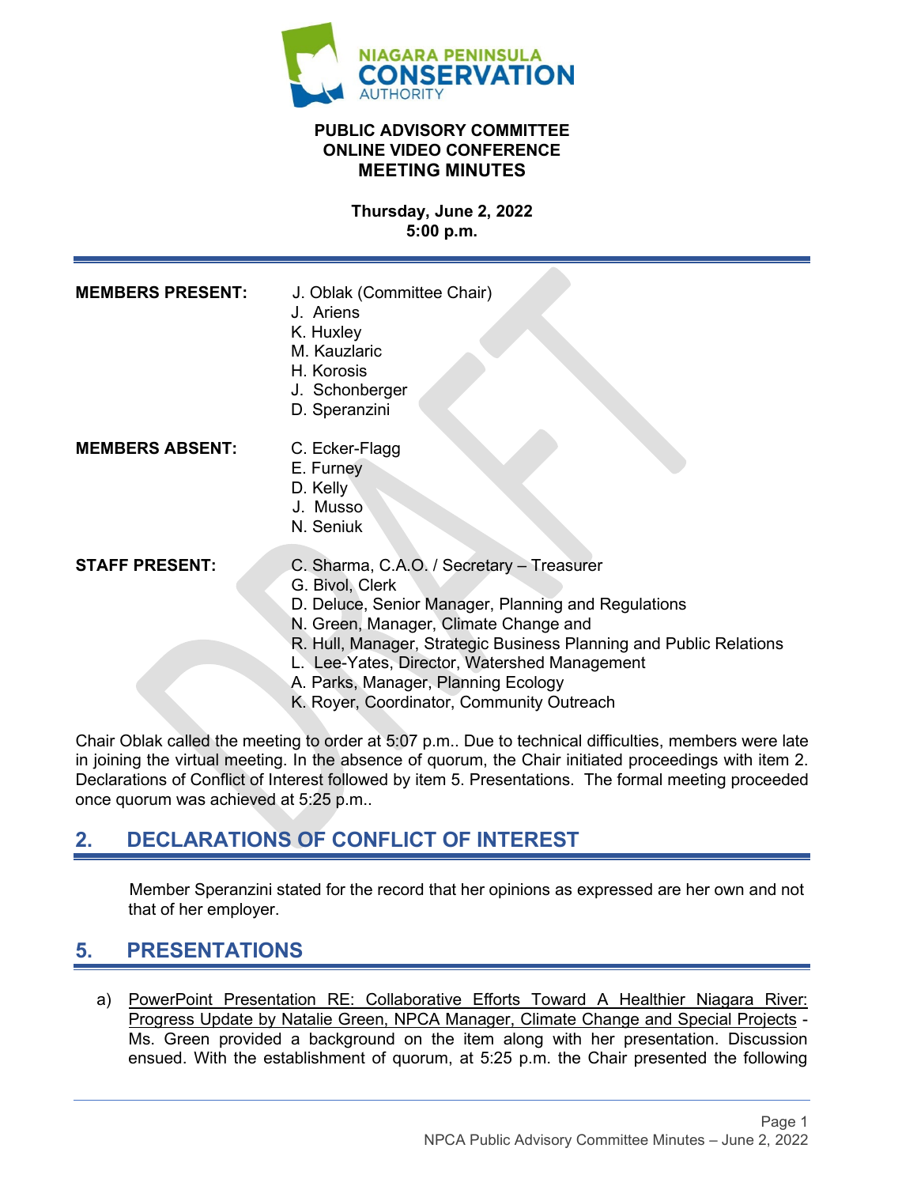**NIAGARA PENINSULA CONSERVATION AUTHORITY**

**PUBLIC ADVISORY COMMITTEE**
**ONLINE VIDEO CONFERENCE**
**MEETING MINUTES**

**Thursday, June 2, 2022**
**5:00 p.m.**

---

**MEMBERS PRESENT:**
J. Oblak (Committee Chair)
J. Ariens
K. Huxley
M. Kauzlaric
H. Korosis
J. Schonberger
D. Speranzini

**MEMBERS ABSENT:**
C. Ecker-Flagg
E. Furney
D. Kelly
J. Musso
N. Seniuk

**STAFF PRESENT:**
C. Sharma, C.A.O. / Secretary – Treasurer
G. Bivol, Clerk
D. Deluce, Senior Manager, Planning and Regulations
N. Green, Manager, Climate Change and
R. Hull, Manager, Strategic Business Planning and Public Relations
L. Lee-Yates, Director, Watershed Management
A. Parks, Manager, Planning Ecology
K. Royer, Coordinator, Community Outreach

Chair Oblak called the meeting to order at 5:07 p.m.. Due to technical difficulties, members were late in joining the virtual meeting. In the absence of quorum, the Chair initiated proceedings with item 2. Declarations of Conflict of Interest followed by item 5. Presentations. The formal meeting proceeded once quorum was achieved at 5:25 p.m..

## 2. DECLARATIONS OF CONFLICT OF INTEREST

Member Speranzini stated for the record that her opinions as expressed are her own and not that of her employer.

## 5. PRESENTATIONS

a) PowerPoint Presentation RE: Collaborative Efforts Toward A Healthier Niagara River: Progress Update by Natalie Green, NPCA Manager, Climate Change and Special Projects - Ms. Green provided a background on the item along with her presentation. Discussion ensued. With the establishment of quorum, at 5:25 p.m. the Chair presented the following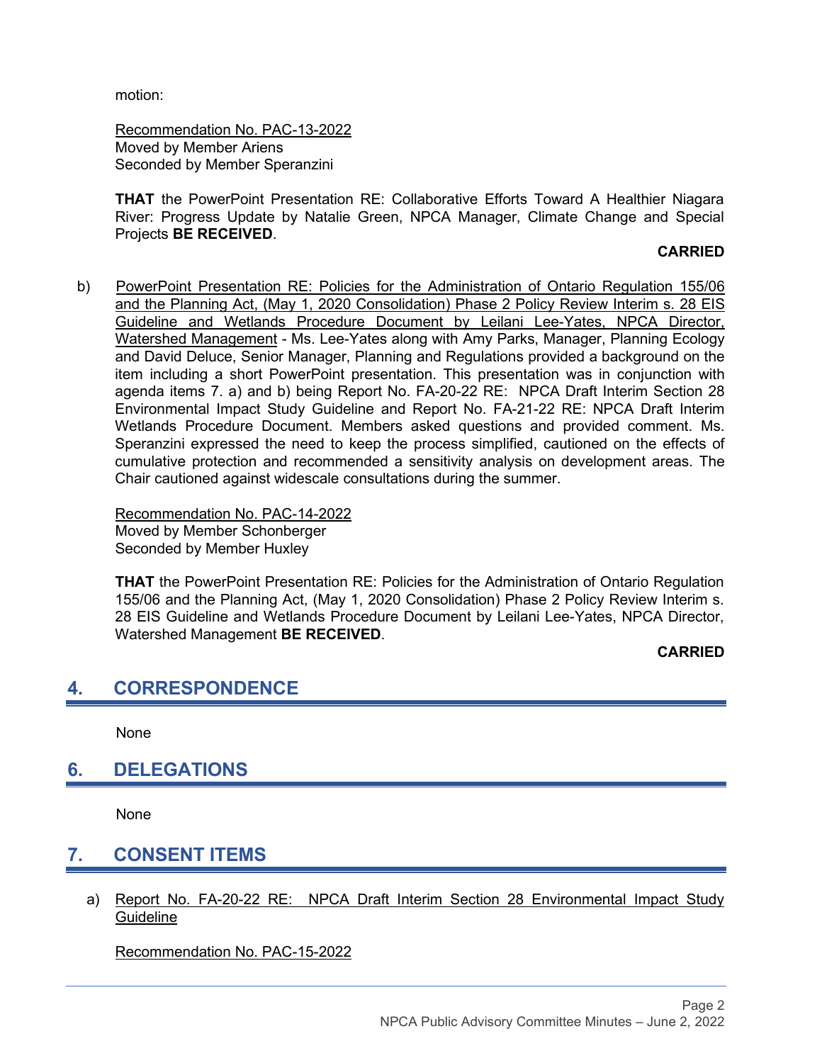motion:

Recommendation No. PAC-13-2022
Moved by Member Ariens
Seconded by Member Speranzini

**THAT** the PowerPoint Presentation RE: Collaborative Efforts Toward A Healthier Niagara River: Progress Update by Natalie Green, NPCA Manager, Climate Change and Special Projects **BE RECEIVED**.

**CARRIED**

b) PowerPoint Presentation RE: Policies for the Administration of Ontario Regulation 155/06 and the Planning Act, (May 1, 2020 Consolidation) Phase 2 Policy Review Interim s. 28 EIS Guideline and Wetlands Procedure Document by Leilani Lee-Yates, NPCA Director, Watershed Management - Ms. Lee-Yates along with Amy Parks, Manager, Planning Ecology and David Deluce, Senior Manager, Planning and Regulations provided a background on the item including a short PowerPoint presentation. This presentation was in conjunction with agenda items 7. a) and b) being Report No. FA-20-22 RE: NPCA Draft Interim Section 28 Environmental Impact Study Guideline and Report No. FA-21-22 RE: NPCA Draft Interim Wetlands Procedure Document. Members asked questions and provided comment. Ms. Speranzini expressed the need to keep the process simplified, cautioned on the effects of cumulative protection and recommended a sensitivity analysis on development areas. The Chair cautioned against widescale consultations during the summer.

Recommendation No. PAC-14-2022
Moved by Member Schonberger
Seconded by Member Huxley

**THAT** the PowerPoint Presentation RE: Policies for the Administration of Ontario Regulation 155/06 and the Planning Act, (May 1, 2020 Consolidation) Phase 2 Policy Review Interim s. 28 EIS Guideline and Wetlands Procedure Document by Leilani Lee-Yates, NPCA Director, Watershed Management **BE RECEIVED**.

**CARRIED**

## 4. CORRESPONDENCE

None

## 6. DELEGATIONS

None

## 7. CONSENT ITEMS

a) Report No. FA-20-22 RE: NPCA Draft Interim Section 28 Environmental Impact Study Guideline

Recommendation No. PAC-15-2022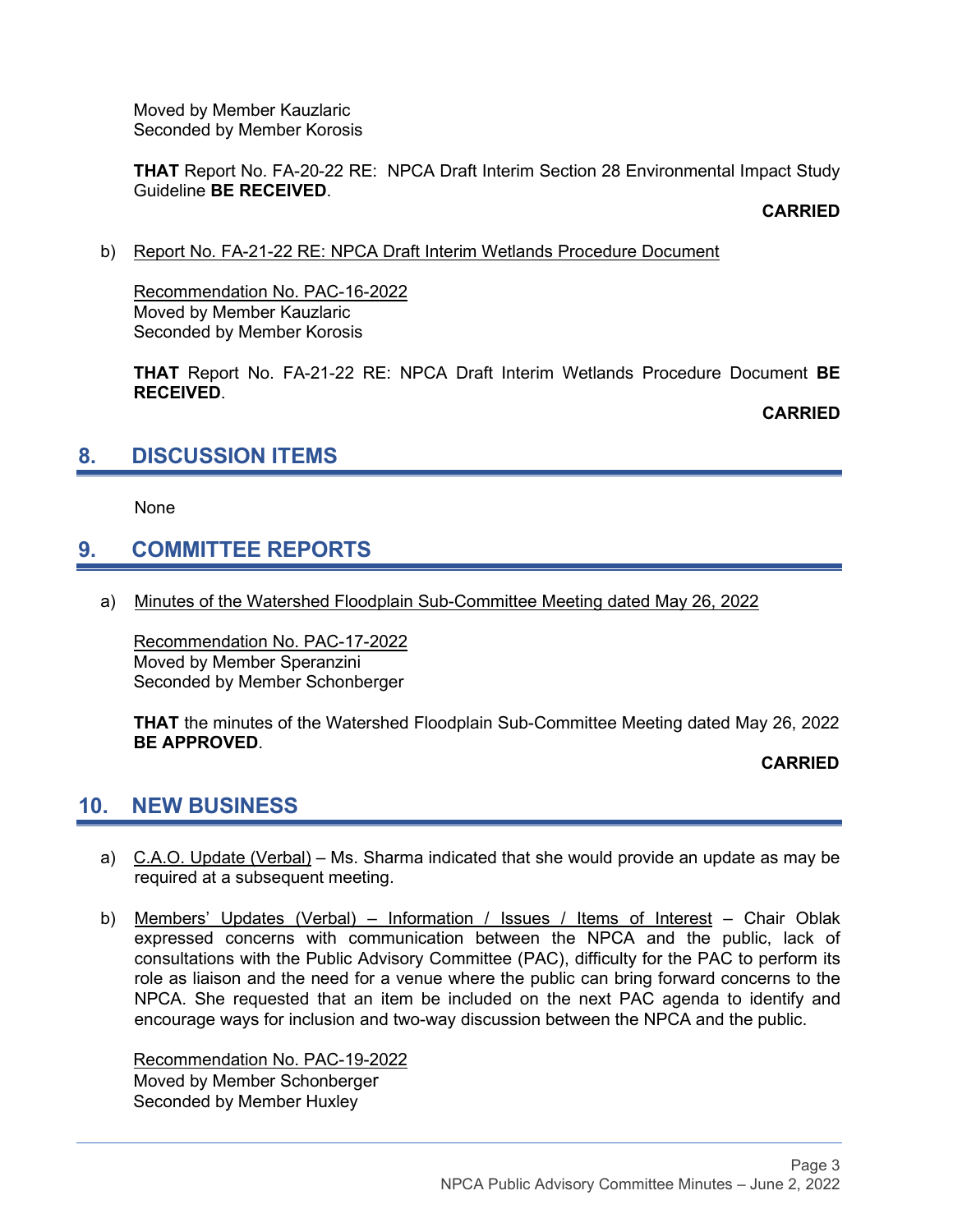Moved by Member Kauzlaric
Seconded by Member Korosis

**THAT** Report No. FA-20-22 RE: NPCA Draft Interim Section 28 Environmental Impact Study Guideline **BE RECEIVED**.

**CARRIED**

b) Report No. FA-21-22 RE: NPCA Draft Interim Wetlands Procedure Document

Recommendation No. PAC-16-2022
Moved by Member Kauzlaric
Seconded by Member Korosis

**THAT** Report No. FA-21-22 RE: NPCA Draft Interim Wetlands Procedure Document **BE RECEIVED**.

**CARRIED**

## 8. DISCUSSION ITEMS

None

## 9. COMMITTEE REPORTS

a) Minutes of the Watershed Floodplain Sub-Committee Meeting dated May 26, 2022

Recommendation No. PAC-17-2022
Moved by Member Speranzini
Seconded by Member Schonberger

**THAT** the minutes of the Watershed Floodplain Sub-Committee Meeting dated May 26, 2022 **BE APPROVED**.

**CARRIED**

## 10. NEW BUSINESS

a) C.A.O. Update (Verbal) – Ms. Sharma indicated that she would provide an update as may be required at a subsequent meeting.

b) Members' Updates (Verbal) – Information / Issues / Items of Interest – Chair Oblak expressed concerns with communication between the NPCA and the public, lack of consultations with the Public Advisory Committee (PAC), difficulty for the PAC to perform its role as liaison and the need for a venue where the public can bring forward concerns to the NPCA. She requested that an item be included on the next PAC agenda to identify and encourage ways for inclusion and two-way discussion between the NPCA and the public.

Recommendation No. PAC-19-2022
Moved by Member Schonberger
Seconded by Member Huxley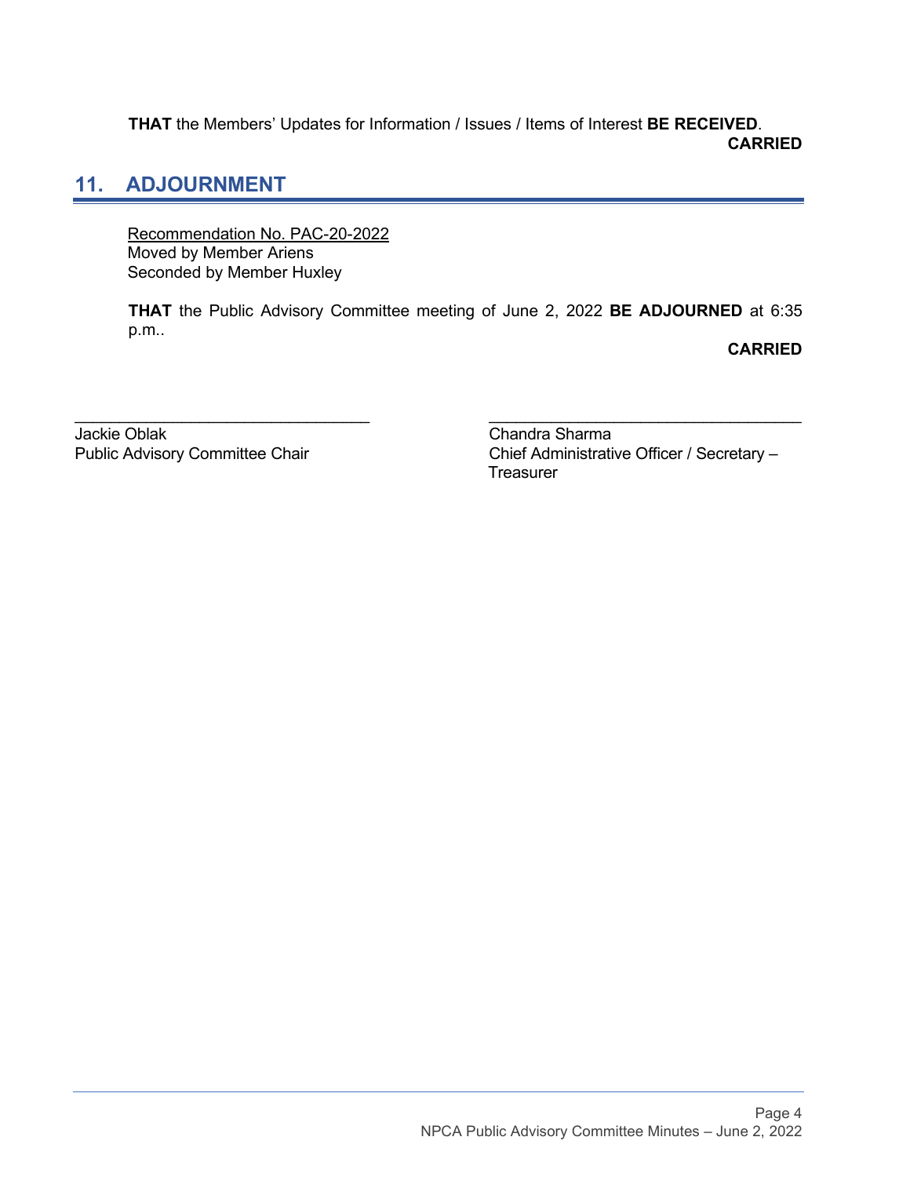**THAT** the Members' Updates for Information / Issues / Items of Interest **BE RECEIVED**.

**CARRIED**

## 11. ADJOURNMENT

Recommendation No. PAC-20-2022
Moved by Member Ariens
Seconded by Member Huxley

**THAT** the Public Advisory Committee meeting of June 2, 2022 **BE ADJOURNED** at 6:35 p.m..

**CARRIED**

\_\_\_\_\_\_\_\_\_\_\_\_\_\_\_\_\_\_\_\_\_\_\_\_\_\_\_\_\_\_\_\_
Jackie Oblak
Public Advisory Committee Chair

\_\_\_\_\_\_\_\_\_\_\_\_\_\_\_\_\_\_\_\_\_\_\_\_\_\_\_\_\_\_\_\_
Chandra Sharma
Chief Administrative Officer / Secretary – Treasurer